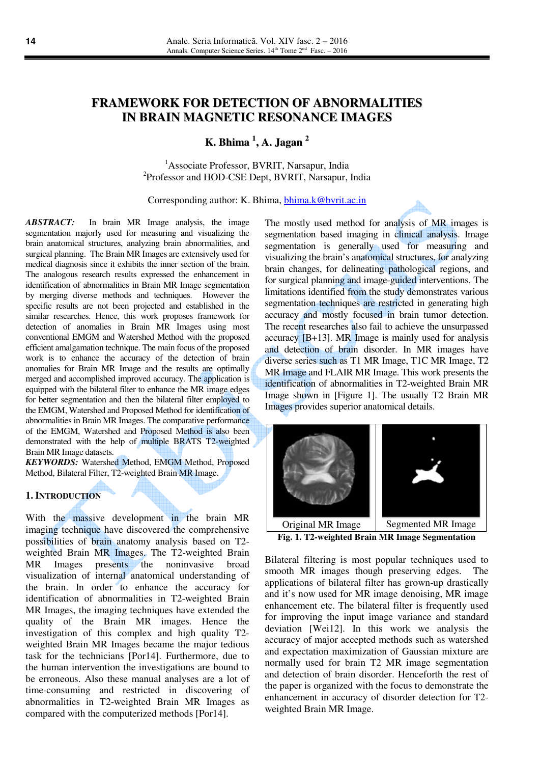# FRAMEWORK FOR DETECTION OF ABNORMALITIES IN BRAIN MAGNETIC RESONANCE IMAGES

**K. Bhima [1], A. Jagan [2]**

[1]Associate Professor, BVRIT, Narsapur, India
[2]Professor and HOD-CSE Dept, BVRIT, Narsapur, India

Corresponding author: K. Bhima, bhima.k@bvrit.ac.in

***ABSTRACT:*** In brain MR Image analysis, the image segmentation majorly used for measuring and visualizing the brain anatomical structures, analyzing brain abnormalities, and surgical planning. The Brain MR Images are extensively used for medical diagnosis since it exhibits the inner section of the brain. The analogous research results expressed the enhancement in identification of abnormalities in Brain MR Image segmentation by merging diverse methods and techniques. However the specific results are not been projected and established in the similar researches. Hence, this work proposes framework for detection of anomalies in Brain MR Images using most conventional EMGM and Watershed Method with the proposed efficient amalgamation technique. The main focus of the proposed work is to enhance the accuracy of the detection of brain anomalies for Brain MR Image and the results are optimally merged and accomplished improved accuracy. The application is equipped with the bilateral filter to enhance the MR image edges for better segmentation and then the bilateral filter employed to the EMGM, Watershed and Proposed Method for identification of abnormalities in Brain MR Images. The comparative performance of the EMGM, Watershed and Proposed Method is also been demonstrated with the help of multiple BRATS T2-weighted Brain MR Image datasets.

***KEYWORDS:*** Watershed Method, EMGM Method, Proposed Method, Bilateral Filter, T2-weighted Brain MR Image.

## 1. INTRODUCTION

With the massive development in the brain MR imaging technique have discovered the comprehensive possibilities of brain anatomy analysis based on T2-weighted Brain MR Images. The T2-weighted Brain MR Images presents the noninvasive broad visualization of internal anatomical understanding of the brain. In order to enhance the accuracy for identification of abnormalities in T2-weighted Brain MR Images, the imaging techniques have extended the quality of the Brain MR images. Hence the investigation of this complex and high quality T2-weighted Brain MR Images became the major tedious task for the technicians [Por14]. Furthermore, due to the human intervention the investigations are bound to be erroneous. Also these manual analyses are a lot of time-consuming and restricted in discovering of abnormalities in T2-weighted Brain MR Images as compared with the computerized methods [Por14].

The mostly used method for analysis of MR images is segmentation based imaging in clinical analysis. Image segmentation is generally used for measuring and visualizing the brain's anatomical structures, for analyzing brain changes, for delineating pathological regions, and for surgical planning and image-guided interventions. The limitations identified from the study demonstrates various segmentation techniques are restricted in generating high accuracy and mostly focused in brain tumor detection. The recent researches also fail to achieve the unsurpassed accuracy [B+13]. MR Image is mainly used for analysis and detection of brain disorder. In MR images have diverse series such as T1 MR Image, T1C MR Image, T2 MR Image and FLAIR MR Image. This work presents the identification of abnormalities in T2-weighted Brain MR Image shown in [Figure 1]. The usually T2 Brain MR Images provides superior anatomical details.

| Original MR Image | Segmented MR Image |
|---|---|

**Fig. 1. T2-weighted Brain MR Image Segmentation**

Bilateral filtering is most popular techniques used to smooth MR images though preserving edges. The applications of bilateral filter has grown-up drastically and it's now used for MR image denoising, MR image enhancement etc. The bilateral filter is frequently used for improving the input image variance and standard deviation [Wei12]. In this work we analysis the accuracy of major accepted methods such as watershed and expectation maximization of Gaussian mixture are normally used for brain T2 MR image segmentation and detection of brain disorder. Henceforth the rest of the paper is organized with the focus to demonstrate the enhancement in accuracy of disorder detection for T2-weighted Brain MR Image.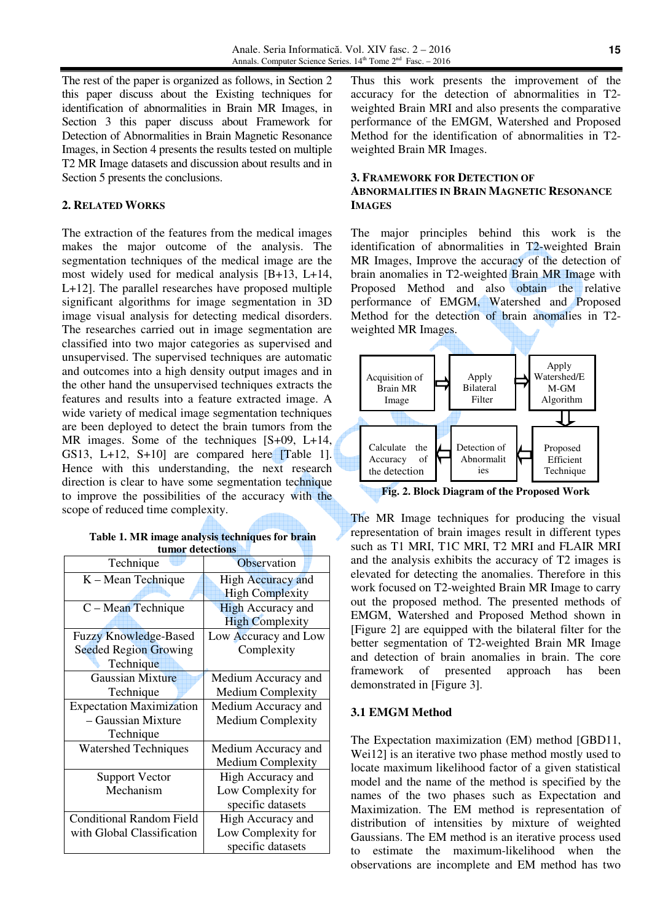The rest of the paper is organized as follows, in Section 2 this paper discuss about the Existing techniques for identification of abnormalities in Brain MR Images, in Section 3 this paper discuss about Framework for Detection of Abnormalities in Brain Magnetic Resonance Images, in Section 4 presents the results tested on multiple T2 MR Image datasets and discussion about results and in Section 5 presents the conclusions.

## 2. RELATED WORKS

The extraction of the features from the medical images makes the major outcome of the analysis. The segmentation techniques of the medical image are the most widely used for medical analysis [B+13, L+14, L+12]. The parallel researches have proposed multiple significant algorithms for image segmentation in 3D image visual analysis for detecting medical disorders. The researches carried out in image segmentation are classified into two major categories as supervised and unsupervised. The supervised techniques are automatic and outcomes into a high density output images and in the other hand the unsupervised techniques extracts the features and results into a feature extracted image. A wide variety of medical image segmentation techniques are been deployed to detect the brain tumors from the MR images. Some of the techniques [S+09, L+14, GS13, L+12, S+10] are compared here [Table 1]. Hence with this understanding, the next research direction is clear to have some segmentation technique to improve the possibilities of the accuracy with the scope of reduced time complexity.

**Table 1. MR image analysis techniques for brain tumor detections**

| Technique | Observation |
| --- | --- |
| K – Mean Technique | High Accuracy and High Complexity |
| C – Mean Technique | High Accuracy and High Complexity |
| Fuzzy Knowledge-Based Seeded Region Growing Technique | Low Accuracy and Low Complexity |
| Gaussian Mixture Technique | Medium Accuracy and Medium Complexity |
| Expectation Maximization – Gaussian Mixture Technique | Medium Accuracy and Medium Complexity |
| Watershed Techniques | Medium Accuracy and Medium Complexity |
| Support Vector Mechanism | High Accuracy and Low Complexity for specific datasets |
| Conditional Random Field with Global Classification | High Accuracy and Low Complexity for specific datasets |

Thus this work presents the improvement of the accuracy for the detection of abnormalities in T2-weighted Brain MRI and also presents the comparative performance of the EMGM, Watershed and Proposed Method for the identification of abnormalities in T2-weighted Brain MR Images.

## 3. FRAMEWORK FOR DETECTION OF ABNORMALITIES IN BRAIN MAGNETIC RESONANCE IMAGES

The major principles behind this work is the identification of abnormalities in T2-weighted Brain MR Images, Improve the accuracy of the detection of brain anomalies in T2-weighted Brain MR Image with Proposed Method and also obtain the relative performance of EMGM, Watershed and Proposed Method for the detection of brain anomalies in T2-weighted MR Images.

Acquisition of Brain MR Image → Apply Bilateral Filter → Apply Watershed/EM-GM Algorithm → Proposed Efficient Technique → Detection of Abnormalities → Calculate the Accuracy of the detection

**Fig. 2. Block Diagram of the Proposed Work**

The MR Image techniques for producing the visual representation of brain images result in different types such as T1 MRI, T1C MRI, T2 MRI and FLAIR MRI and the analysis exhibits the accuracy of T2 images is elevated for detecting the anomalies. Therefore in this work focused on T2-weighted Brain MR Image to carry out the proposed method. The presented methods of EMGM, Watershed and Proposed Method shown in [Figure 2] are equipped with the bilateral filter for the better segmentation of T2-weighted Brain MR Image and detection of brain anomalies in brain. The core framework of presented approach has been demonstrated in [Figure 3].

### 3.1 EMGM Method

The Expectation maximization (EM) method [GBD11, Wei12] is an iterative two phase method mostly used to locate maximum likelihood factor of a given statistical model and the name of the method is specified by the names of the two phases such as Expectation and Maximization. The EM method is representation of distribution of intensities by mixture of weighted Gaussians. The EM method is an iterative process used to estimate the maximum-likelihood when the observations are incomplete and EM method has two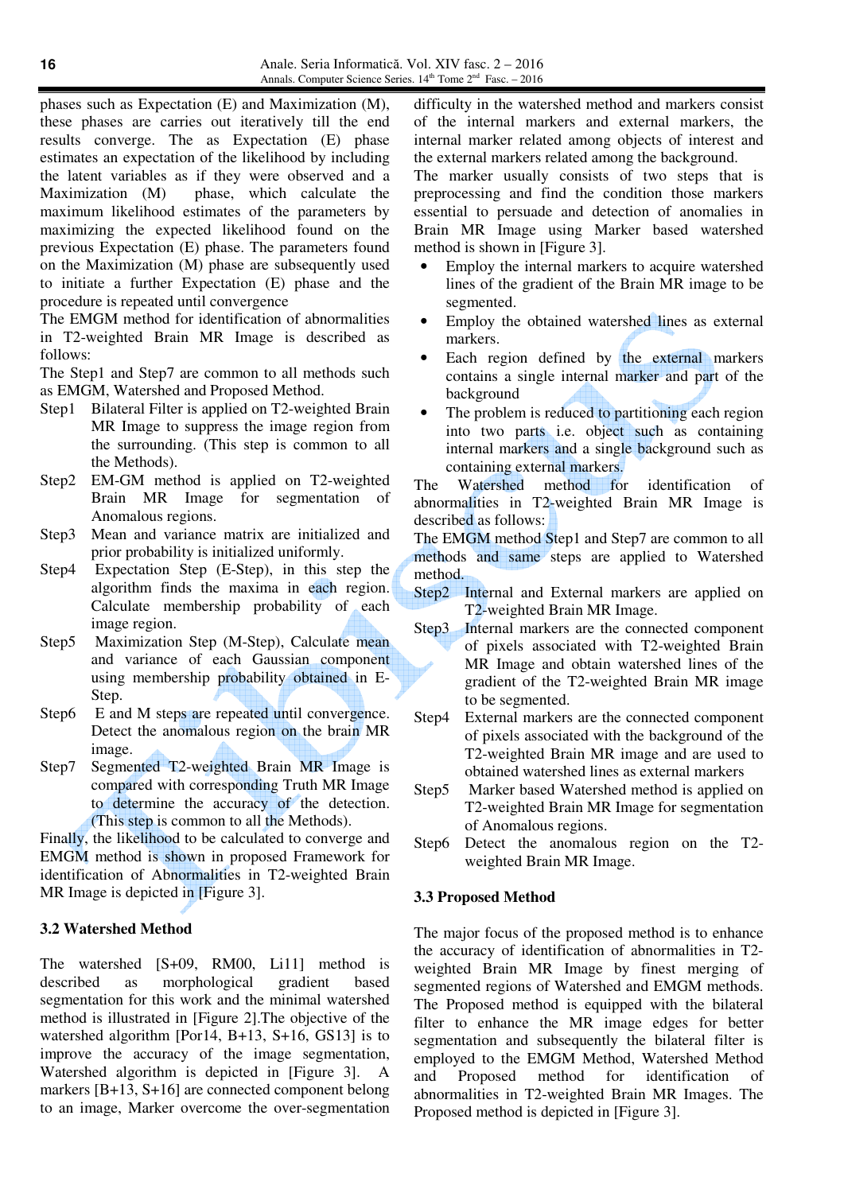phases such as Expectation (E) and Maximization (M), these phases are carries out iteratively till the end results converge. The as Expectation (E) phase estimates an expectation of the likelihood by including the latent variables as if they were observed and a Maximization (M) phase, which calculate the maximum likelihood estimates of the parameters by maximizing the expected likelihood found on the previous Expectation (E) phase. The parameters found on the Maximization (M) phase are subsequently used to initiate a further Expectation (E) phase and the procedure is repeated until convergence

The EMGM method for identification of abnormalities in T2-weighted Brain MR Image is described as follows:

The Step1 and Step7 are common to all methods such as EMGM, Watershed and Proposed Method.

- Step1 Bilateral Filter is applied on T2-weighted Brain MR Image to suppress the image region from the surrounding. (This step is common to all the Methods).
- Step2 EM-GM method is applied on T2-weighted Brain MR Image for segmentation of Anomalous regions.
- Step3 Mean and variance matrix are initialized and prior probability is initialized uniformly.
- Step4 Expectation Step (E-Step), in this step the algorithm finds the maxima in each region. Calculate membership probability of each image region.
- Step5 Maximization Step (M-Step), Calculate mean and variance of each Gaussian component using membership probability obtained in E-Step.
- Step6 E and M steps are repeated until convergence. Detect the anomalous region on the brain MR image.
- Step7 Segmented T2-weighted Brain MR Image is compared with corresponding Truth MR Image to determine the accuracy of the detection. (This step is common to all the Methods).

Finally, the likelihood to be calculated to converge and EMGM method is shown in proposed Framework for identification of Abnormalities in T2-weighted Brain MR Image is depicted in [Figure 3].

### 3.2 Watershed Method

The watershed [S+09, RM00, Li11] method is described as morphological gradient based segmentation for this work and the minimal watershed method is illustrated in [Figure 2].The objective of the watershed algorithm [Por14, B+13, S+16, GS13] is to improve the accuracy of the image segmentation, Watershed algorithm is depicted in [Figure 3]. A markers [B+13, S+16] are connected component belong to an image, Marker overcome the over-segmentation difficulty in the watershed method and markers consist of the internal markers and external markers, the internal marker related among objects of interest and the external markers related among the background.

The marker usually consists of two steps that is preprocessing and find the condition those markers essential to persuade and detection of anomalies in Brain MR Image using Marker based watershed method is shown in [Figure 3].

- Employ the internal markers to acquire watershed lines of the gradient of the Brain MR image to be segmented.
- Employ the obtained watershed lines as external markers.
- Each region defined by the external markers contains a single internal marker and part of the background
- The problem is reduced to partitioning each region into two parts i.e. object such as containing internal markers and a single background such as containing external markers.

The Watershed method for identification of abnormalities in T2-weighted Brain MR Image is described as follows:

The EMGM method Step1 and Step7 are common to all methods and same steps are applied to Watershed method.

- Step2 Internal and External markers are applied on T2-weighted Brain MR Image.
- Step3 Internal markers are the connected component of pixels associated with T2-weighted Brain MR Image and obtain watershed lines of the gradient of the T2-weighted Brain MR image to be segmented.
- Step4 External markers are the connected component of pixels associated with the background of the T2-weighted Brain MR image and are used to obtained watershed lines as external markers
- Step5 Marker based Watershed method is applied on T2-weighted Brain MR Image for segmentation of Anomalous regions.
- Step6 Detect the anomalous region on the T2-weighted Brain MR Image.

### 3.3 Proposed Method

The major focus of the proposed method is to enhance the accuracy of identification of abnormalities in T2-weighted Brain MR Image by finest merging of segmented regions of Watershed and EMGM methods. The Proposed method is equipped with the bilateral filter to enhance the MR image edges for better segmentation and subsequently the bilateral filter is employed to the EMGM Method, Watershed Method and Proposed method for identification of abnormalities in T2-weighted Brain MR Images. The Proposed method is depicted in [Figure 3].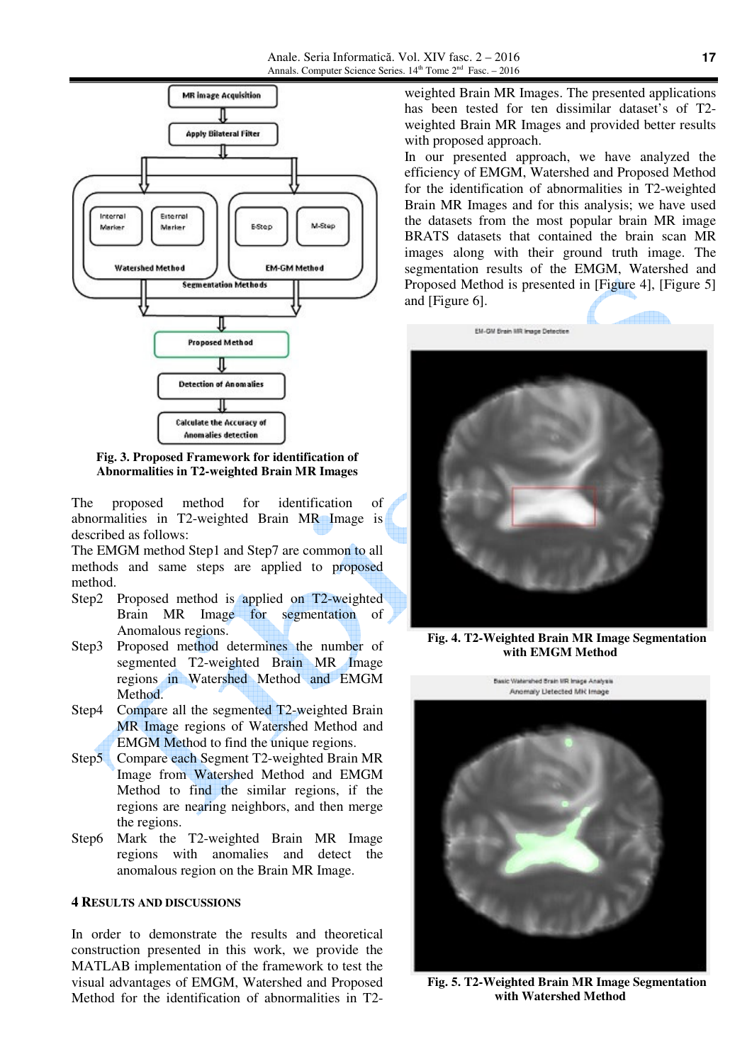Fig. 3. Proposed Framework for identification of Abnormalities in T2-weighted Brain MR Images

The proposed method for identification of abnormalities in T2-weighted Brain MR Image is described as follows:

The EMGM method Step1 and Step7 are common to all methods and same steps are applied to proposed method.

Step2 Proposed method is applied on T2-weighted Brain MR Image for segmentation of Anomalous regions.

Step3 Proposed method determines the number of segmented T2-weighted Brain MR Image regions in Watershed Method and EMGM Method.

Step4 Compare all the segmented T2-weighted Brain MR Image regions of Watershed Method and EMGM Method to find the unique regions.

Step5 Compare each Segment T2-weighted Brain MR Image from Watershed Method and EMGM Method to find the similar regions, if the regions are nearing neighbors, and then merge the regions.

Step6 Mark the T2-weighted Brain MR Image regions with anomalies and detect the anomalous region on the Brain MR Image.

## 4 Results and Discussions

In order to demonstrate the results and theoretical construction presented in this work, we provide the MATLAB implementation of the framework to test the visual advantages of EMGM, Watershed and Proposed Method for the identification of abnormalities in T2-weighted Brain MR Images. The presented applications has been tested for ten dissimilar dataset's of T2-weighted Brain MR Images and provided better results with proposed approach.

In our presented approach, we have analyzed the efficiency of EMGM, Watershed and Proposed Method for the identification of abnormalities in T2-weighted Brain MR Images and for this analysis; we have used the datasets from the most popular brain MR image BRATS datasets that contained the brain scan MR images along with their ground truth image. The segmentation results of the EMGM, Watershed and Proposed Method is presented in [Figure 4], [Figure 5] and [Figure 6].

Fig. 4. T2-Weighted Brain MR Image Segmentation with EMGM Method

Fig. 5. T2-Weighted Brain MR Image Segmentation with Watershed Method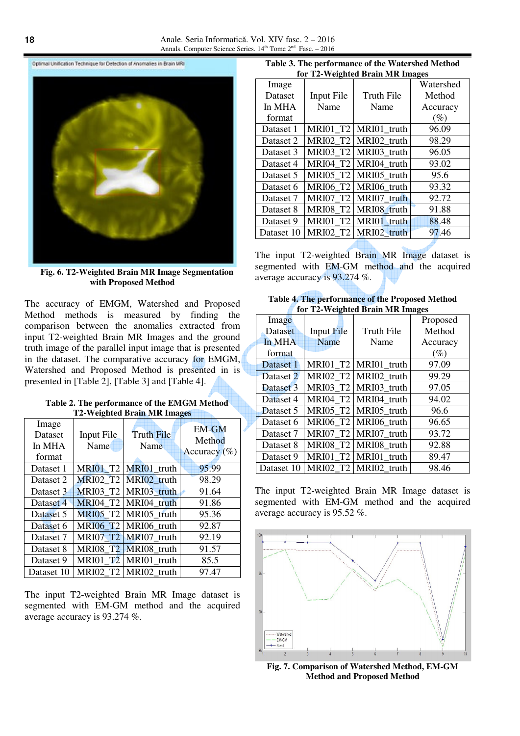Fig. 6. T2-Weighted Brain MR Image Segmentation with Proposed Method

The accuracy of EMGM, Watershed and Proposed Method methods is measured by finding the comparison between the anomalies extracted from input T2-weighted Brain MR Images and the ground truth image of the parallel input image that is presented in the dataset. The comparative accuracy for EMGM, Watershed and Proposed Method is presented in is presented in [Table 2], [Table 3] and [Table 4].

**Table 2. The performance of the EMGM Method T2-Weighted Brain MR Images**

| Image Dataset In MHA format | Input File Name | Truth File Name | EM-GM Method Accuracy (%) |
|---|---|---|---|
| Dataset 1 | MRI01_T2 | MRI01_truth | 95.99 |
| Dataset 2 | MRI02_T2 | MRI02_truth | 98.29 |
| Dataset 3 | MRI03_T2 | MRI03_truth | 91.64 |
| Dataset 4 | MRI04_T2 | MRI04_truth | 91.86 |
| Dataset 5 | MRI05_T2 | MRI05_truth | 95.36 |
| Dataset 6 | MRI06_T2 | MRI06_truth | 92.87 |
| Dataset 7 | MRI07_T2 | MRI07_truth | 92.19 |
| Dataset 8 | MRI08_T2 | MRI08_truth | 91.57 |
| Dataset 9 | MRI01_T2 | MRI01_truth | 85.5 |
| Dataset 10 | MRI02_T2 | MRI02_truth | 97.47 |

The input T2-weighted Brain MR Image dataset is segmented with EM-GM method and the acquired average accuracy is 93.274 %.

**Table 3. The performance of the Watershed Method for T2-Weighted Brain MR Images**

| Image Dataset In MHA format | Input File Name | Truth File Name | Watershed Method Accuracy (%) |
|---|---|---|---|
| Dataset 1 | MRI01_T2 | MRI01_truth | 96.09 |
| Dataset 2 | MRI02_T2 | MRI02_truth | 98.29 |
| Dataset 3 | MRI03_T2 | MRI03_truth | 96.05 |
| Dataset 4 | MRI04_T2 | MRI04_truth | 93.02 |
| Dataset 5 | MRI05_T2 | MRI05_truth | 95.6 |
| Dataset 6 | MRI06_T2 | MRI06_truth | 93.32 |
| Dataset 7 | MRI07_T2 | MRI07_truth | 92.72 |
| Dataset 8 | MRI08_T2 | MRI08_truth | 91.88 |
| Dataset 9 | MRI01_T2 | MRI01_truth | 88.48 |
| Dataset 10 | MRI02_T2 | MRI02_truth | 97.46 |

The input T2-weighted Brain MR Image dataset is segmented with EM-GM method and the acquired average accuracy is 93.274 %.

**Table 4. The performance of the Proposed Method for T2-Weighted Brain MR Images**

| Image Dataset In MHA format | Input File Name | Truth File Name | Proposed Method Accuracy (%) |
|---|---|---|---|
| Dataset 1 | MRI01_T2 | MRI01_truth | 97.09 |
| Dataset 2 | MRI02_T2 | MRI02_truth | 99.29 |
| Dataset 3 | MRI03_T2 | MRI03_truth | 97.05 |
| Dataset 4 | MRI04_T2 | MRI04_truth | 94.02 |
| Dataset 5 | MRI05_T2 | MRI05_truth | 96.6 |
| Dataset 6 | MRI06_T2 | MRI06_truth | 96.65 |
| Dataset 7 | MRI07_T2 | MRI07_truth | 93.72 |
| Dataset 8 | MRI08_T2 | MRI08_truth | 92.88 |
| Dataset 9 | MRI01_T2 | MRI01_truth | 89.47 |
| Dataset 10 | MRI02_T2 | MRI02_truth | 98.46 |

The input T2-weighted Brain MR Image dataset is segmented with EM-GM method and the acquired average accuracy is 95.52 %.

Fig. 7. Comparison of Watershed Method, EM-GM Method and Proposed Method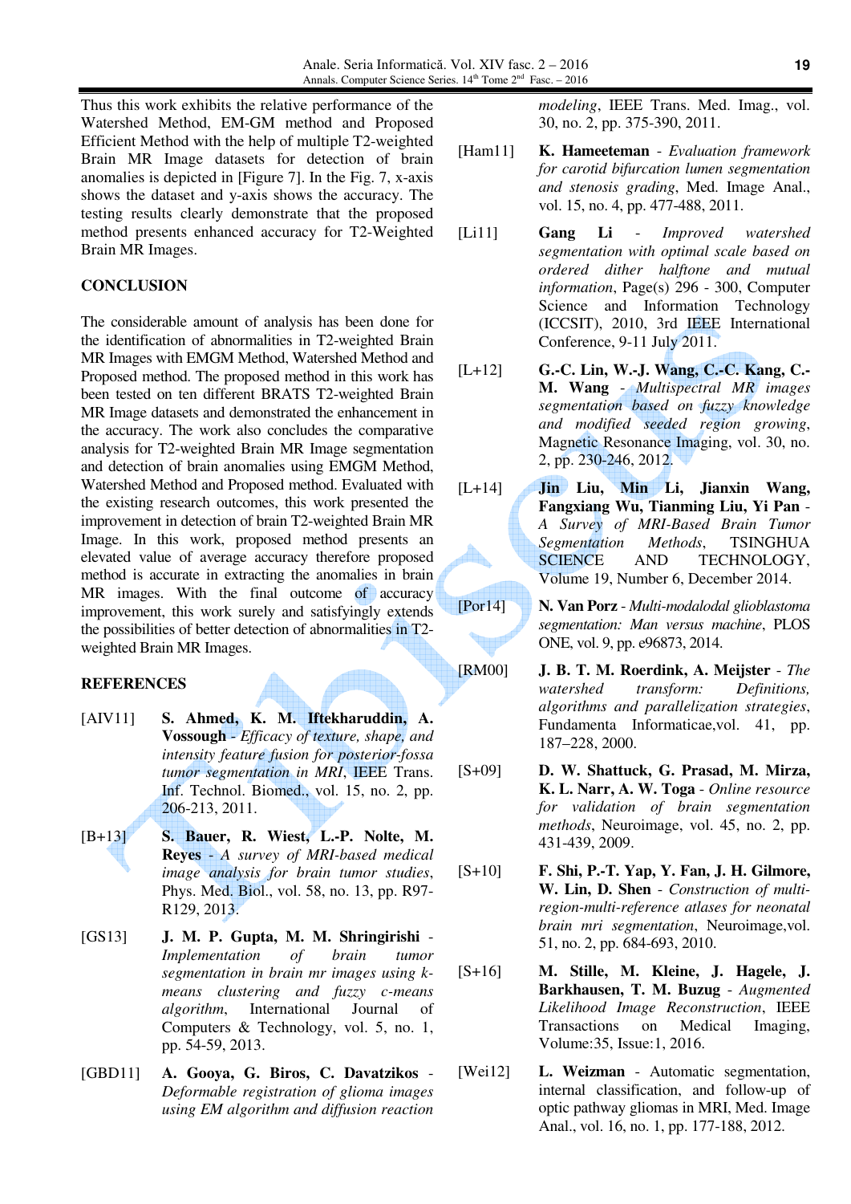Thus this work exhibits the relative performance of the Watershed Method, EM-GM method and Proposed Efficient Method with the help of multiple T2-weighted Brain MR Image datasets for detection of brain anomalies is depicted in [Figure 7]. In the Fig. 7, x-axis shows the dataset and y-axis shows the accuracy. The testing results clearly demonstrate that the proposed method presents enhanced accuracy for T2-Weighted Brain MR Images.

## CONCLUSION

The considerable amount of analysis has been done for the identification of abnormalities in T2-weighted Brain MR Images with EMGM Method, Watershed Method and Proposed method. The proposed method in this work has been tested on ten different BRATS T2-weighted Brain MR Image datasets and demonstrated the enhancement in the accuracy. The work also concludes the comparative analysis for T2-weighted Brain MR Image segmentation and detection of brain anomalies using EMGM Method, Watershed Method and Proposed method. Evaluated with the existing research outcomes, this work presented the improvement in detection of brain T2-weighted Brain MR Image. In this work, proposed method presents an elevated value of average accuracy therefore proposed method is accurate in extracting the anomalies in brain MR images. With the final outcome of accuracy improvement, this work surely and satisfyingly extends the possibilities of better detection of abnormalities in T2-weighted Brain MR Images.

## REFERENCES

[AIV11] **S. Ahmed, K. M. Iftekharuddin, A. Vossough** - *Efficacy of texture, shape, and intensity feature fusion for posterior-fossa tumor segmentation in MRI*, IEEE Trans. Inf. Technol. Biomed., vol. 15, no. 2, pp. 206-213, 2011.

[B+13] **S. Bauer, R. Wiest, L.-P. Nolte, M. Reyes** - *A survey of MRI-based medical image analysis for brain tumor studies*, Phys. Med. Biol., vol. 58, no. 13, pp. R97-R129, 2013.

[GS13] **J. M. P. Gupta, M. M. Shringirishi** - *Implementation of brain tumor segmentation in brain mr images using k-means clustering and fuzzy c-means algorithm*, International Journal of Computers & Technology, vol. 5, no. 1, pp. 54-59, 2013.

[GBD11] **A. Gooya, G. Biros, C. Davatzikos** - *Deformable registration of glioma images using EM algorithm and diffusion reaction modeling*, IEEE Trans. Med. Imag., vol. 30, no. 2, pp. 375-390, 2011.

[Ham11] **K. Hameeteman** - *Evaluation framework for carotid bifurcation lumen segmentation and stenosis grading*, Med. Image Anal., vol. 15, no. 4, pp. 477-488, 2011.

[Li11] **Gang Li** - *Improved watershed segmentation with optimal scale based on ordered dither halftone and mutual information*, Page(s) 296 - 300, Computer Science and Information Technology (ICCSIT), 2010, 3rd IEEE International Conference, 9-11 July 2011.

[L+12] **G.-C. Lin, W.-J. Wang, C.-C. Kang, C.-M. Wang** - *Multispectral MR images segmentation based on fuzzy knowledge and modified seeded region growing*, Magnetic Resonance Imaging, vol. 30, no. 2, pp. 230-246, 2012.

[L+14] **Jin Liu, Min Li, Jianxin Wang, Fangxiang Wu, Tianming Liu, Yi Pan** - *A Survey of MRI-Based Brain Tumor Segmentation Methods*, TSINGHUA SCIENCE AND TECHNOLOGY, Volume 19, Number 6, December 2014.

[Por14] **N. Van Porz** - *Multi-modalodal glioblastoma segmentation: Man versus machine*, PLOS ONE, vol. 9, pp. e96873, 2014.

[RM00] **J. B. T. M. Roerdink, A. Meijster** - *The watershed transform: Definitions, algorithms and parallelization strategies*, Fundamenta Informaticae,vol. 41, pp. 187–228, 2000.

[S+09] **D. W. Shattuck, G. Prasad, M. Mirza, K. L. Narr, A. W. Toga** - *Online resource for validation of brain segmentation methods*, Neuroimage, vol. 45, no. 2, pp. 431-439, 2009.

[S+10] **F. Shi, P.-T. Yap, Y. Fan, J. H. Gilmore, W. Lin, D. Shen** - *Construction of multi-region-multi-reference atlases for neonatal brain mri segmentation*, Neuroimage,vol. 51, no. 2, pp. 684-693, 2010.

[S+16] **M. Stille, M. Kleine, J. Hagele, J. Barkhausen, T. M. Buzug** - *Augmented Likelihood Image Reconstruction*, IEEE Transactions on Medical Imaging, Volume:35, Issue:1, 2016.

[Wei12] **L. Weizman** - Automatic segmentation, internal classification, and follow-up of optic pathway gliomas in MRI, Med. Image Anal., vol. 16, no. 1, pp. 177-188, 2012.